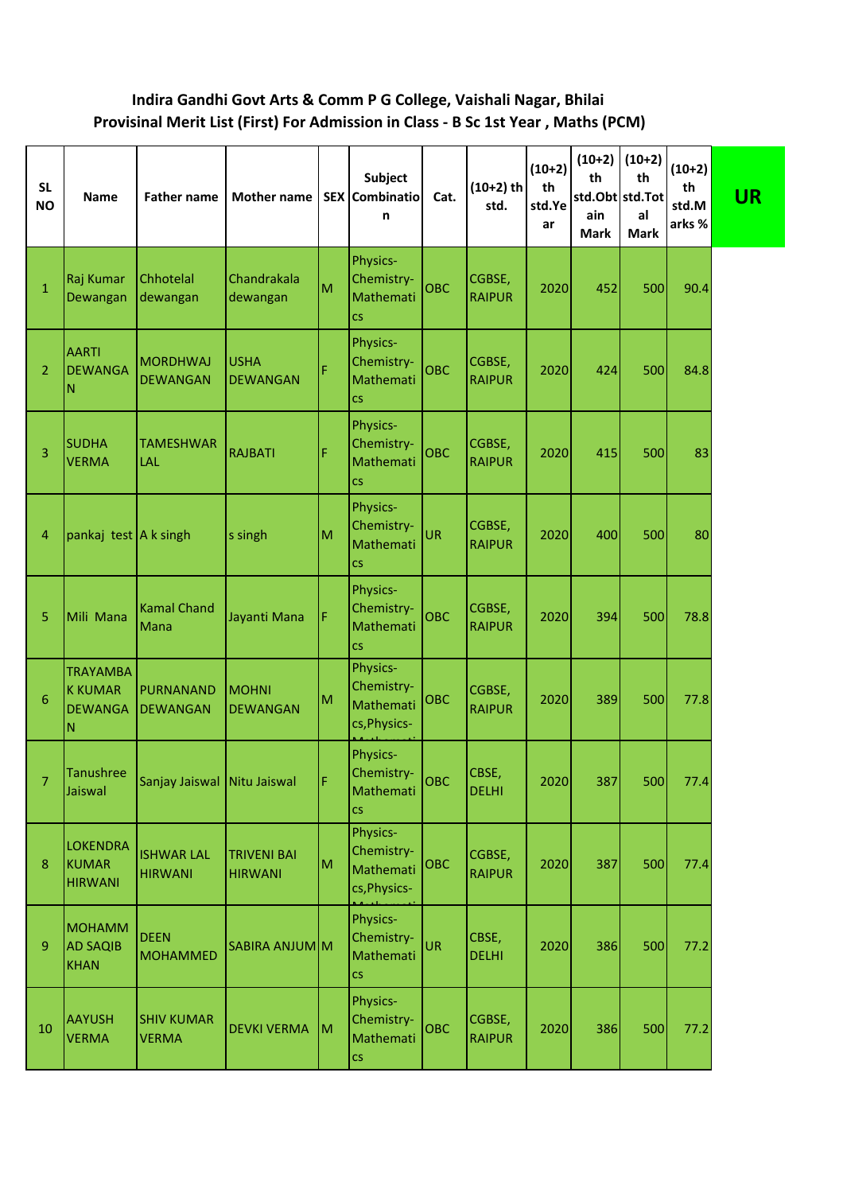**Indira Gandhi Govt Arts & Comm P G College, Vaishali Nagar, Bhilai**
**Provisinal Merit List (First) For Admission in Class - B Sc 1st Year , Maths (PCM)**

**UR**

| SL NO | Name | Father name | Mother name | SEX | Subject Combination | Cat. | (10+2) th std. | (10+2) th std.Year | (10+2) th std.Obtain Mark | (10+2) th std.Total Mark | (10+2) th std.Marks % |
|---|---|---|---|---|---|---|---|---|---|---|---|
| 1 | Raj Kumar Dewangan | Chhotelal dewangan | Chandrakala dewangan | M | Physics-Chemistry-Mathematics | OBC | CGBSE, RAIPUR | 2020 | 452 | 500 | 90.4 |
| 2 | AARTI DEWANGAN | MORDHWAJ DEWANGAN | USHA DEWANGAN | F | Physics-Chemistry-Mathematics | OBC | CGBSE, RAIPUR | 2020 | 424 | 500 | 84.8 |
| 3 | SUDHA VERMA | TAMESHWAR LAL | RAJBATI | F | Physics-Chemistry-Mathematics | OBC | CGBSE, RAIPUR | 2020 | 415 | 500 | 83 |
| 4 | pankaj test | A k singh | s singh | M | Physics-Chemistry-Mathematics | UR | CGBSE, RAIPUR | 2020 | 400 | 500 | 80 |
| 5 | Mili Mana | Kamal Chand Mana | Jayanti Mana | F | Physics-Chemistry-Mathematics | OBC | CGBSE, RAIPUR | 2020 | 394 | 500 | 78.8 |
| 6 | TRAYAMBAK KUMAR DEWANGAN | PURNANAND DEWANGAN | MOHNI DEWANGAN | M | Physics-Chemistry-Mathematics,Physics-Mathemati | OBC | CGBSE, RAIPUR | 2020 | 389 | 500 | 77.8 |
| 7 | Tanushree Jaiswal | Sanjay Jaiswal | Nitu Jaiswal | F | Physics-Chemistry-Mathematics | OBC | CBSE, DELHI | 2020 | 387 | 500 | 77.4 |
| 8 | LOKENDRA KUMAR HIRWANI | ISHWAR LAL HIRWANI | TRIVENI BAI HIRWANI | M | Physics-Chemistry-Mathematics,Physics-Mathemati | OBC | CGBSE, RAIPUR | 2020 | 387 | 500 | 77.4 |
| 9 | MOHAMMAD SAQIB KHAN | DEEN MOHAMMED | SABIRA ANJUM | M | Physics-Chemistry-Mathematics | UR | CBSE, DELHI | 2020 | 386 | 500 | 77.2 |
| 10 | AAYUSH VERMA | SHIV KUMAR VERMA | DEVKI VERMA | M | Physics-Chemistry-Mathematics | OBC | CGBSE, RAIPUR | 2020 | 386 | 500 | 77.2 |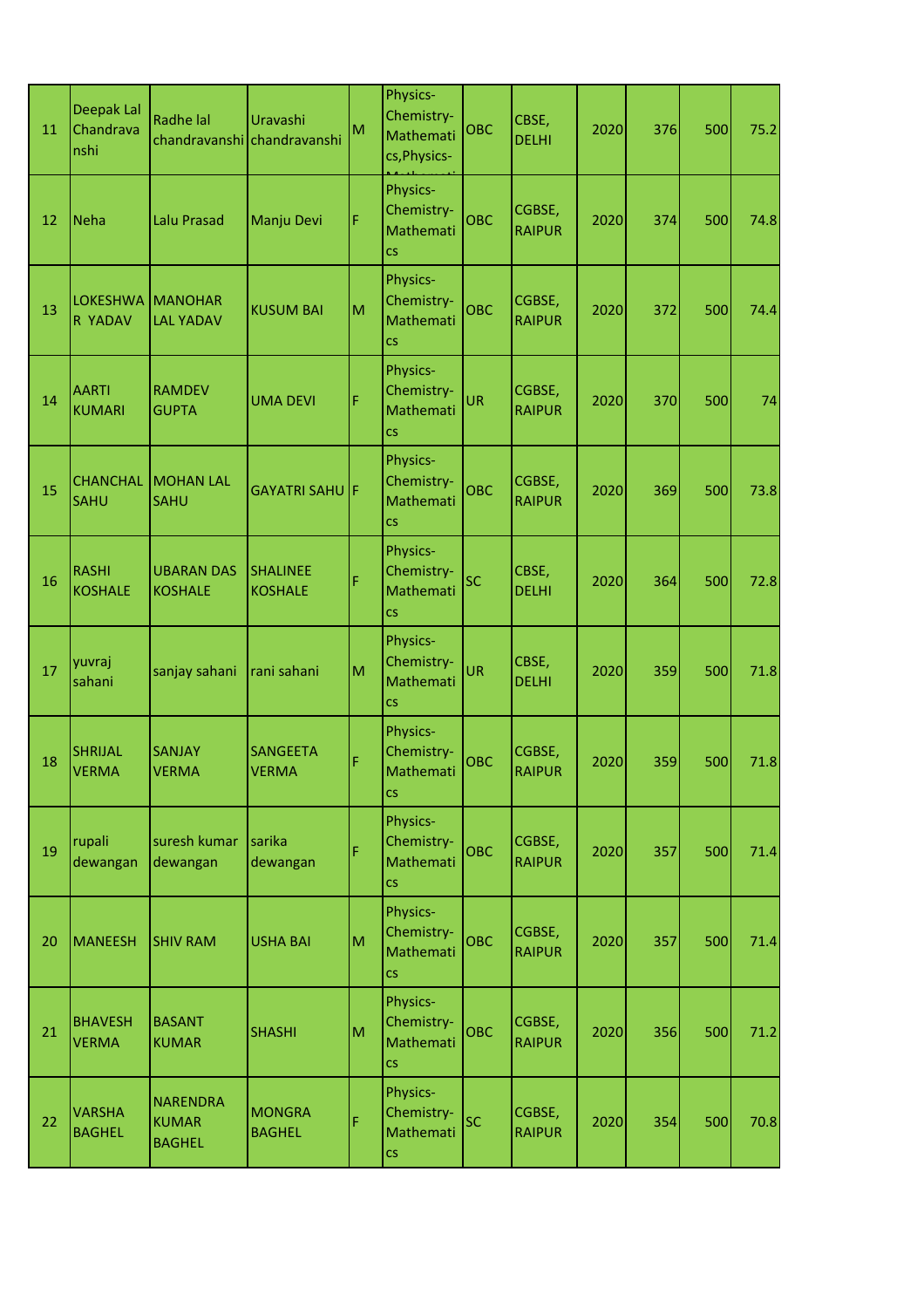| 11 | Deepak Lal Chandravanshi | Radhe lal chandravanshi | Uravashi chandravanshi | M | Physics-Chemistry-Mathematics,Physics- | OBC | CBSE, DELHI | 2020 | 376 | 500 | 75.2 |
|---|---|---|---|---|---|---|---|---|---|---|---|
| 12 | Neha | Lalu Prasad | Manju Devi | F | Physics-Chemistry-Mathematics | OBC | CGBSE, RAIPUR | 2020 | 374 | 500 | 74.8 |
| 13 | LOKESHWAR YADAV | MANOHAR LAL YADAV | KUSUM BAI | M | Physics-Chemistry-Mathematics | OBC | CGBSE, RAIPUR | 2020 | 372 | 500 | 74.4 |
| 14 | AARTI KUMARI | RAMDEV GUPTA | UMA DEVI | F | Physics-Chemistry-Mathematics | UR | CGBSE, RAIPUR | 2020 | 370 | 500 | 74 |
| 15 | CHANCHAL SAHU | MOHAN LAL SAHU | GAYATRI SAHU | F | Physics-Chemistry-Mathematics | OBC | CGBSE, RAIPUR | 2020 | 369 | 500 | 73.8 |
| 16 | RASHI KOSHALE | UBARAN DAS KOSHALE | SHALINEE KOSHALE | F | Physics-Chemistry-Mathematics | SC | CBSE, DELHI | 2020 | 364 | 500 | 72.8 |
| 17 | yuvraj sahani | sanjay sahani | rani sahani | M | Physics-Chemistry-Mathematics | UR | CBSE, DELHI | 2020 | 359 | 500 | 71.8 |
| 18 | SHRIJAL VERMA | SANJAY VERMA | SANGEETA VERMA | F | Physics-Chemistry-Mathematics | OBC | CGBSE, RAIPUR | 2020 | 359 | 500 | 71.8 |
| 19 | rupali dewangan | suresh kumar dewangan | sarika dewangan | F | Physics-Chemistry-Mathematics | OBC | CGBSE, RAIPUR | 2020 | 357 | 500 | 71.4 |
| 20 | MANEESH | SHIV RAM | USHA BAI | M | Physics-Chemistry-Mathematics | OBC | CGBSE, RAIPUR | 2020 | 357 | 500 | 71.4 |
| 21 | BHAVESH VERMA | BASANT KUMAR | SHASHI | M | Physics-Chemistry-Mathematics | OBC | CGBSE, RAIPUR | 2020 | 356 | 500 | 71.2 |
| 22 | VARSHA BAGHEL | NARENDRA KUMAR BAGHEL | MONGRA BAGHEL | F | Physics-Chemistry-Mathematics | SC | CGBSE, RAIPUR | 2020 | 354 | 500 | 70.8 |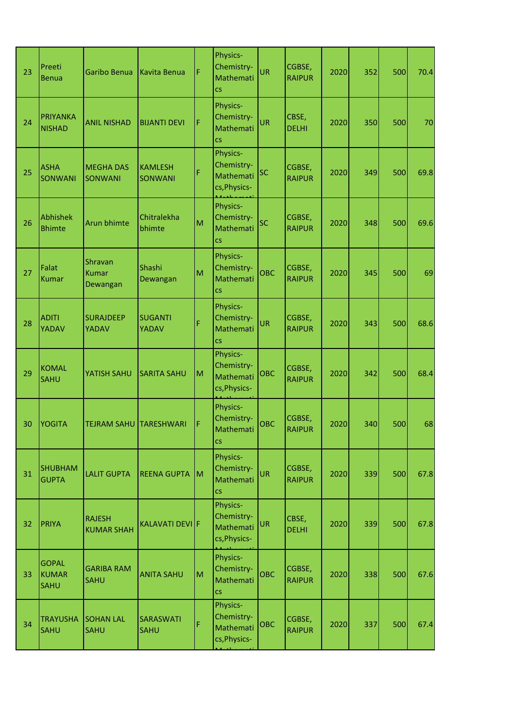| 23 | Preeti Benua | Garibo Benua | Kavita Benua | F | Physics-Chemistry-Mathematics | UR | CGBSE, RAIPUR | 2020 | 352 | 500 | 70.4 |
|---|---|---|---|---|---|---|---|---|---|---|---|
| 24 | PRIYANKA NISHAD | ANIL NISHAD | BIJANTI DEVI | F | Physics-Chemistry-Mathematics | UR | CBSE, DELHI | 2020 | 350 | 500 | 70 |
| 25 | ASHA SONWANI | MEGHA DAS SONWANI | KAMLESH SONWANI | F | Physics-Chemistry-Mathematics,Physics-Mathemati | SC | CGBSE, RAIPUR | 2020 | 349 | 500 | 69.8 |
| 26 | Abhishek Bhimte | Arun bhimte | Chitralekha bhimte | M | Physics-Chemistry-Mathematics | SC | CGBSE, RAIPUR | 2020 | 348 | 500 | 69.6 |
| 27 | Falat Kumar | Shravan Kumar Dewangan | Shashi Dewangan | M | Physics-Chemistry-Mathematics | OBC | CGBSE, RAIPUR | 2020 | 345 | 500 | 69 |
| 28 | ADITI YADAV | SURAJDEEP YADAV | SUGANTI YADAV | F | Physics-Chemistry-Mathematics | UR | CGBSE, RAIPUR | 2020 | 343 | 500 | 68.6 |
| 29 | KOMAL SAHU | YATISH SAHU | SARITA SAHU | M | Physics-Chemistry-Mathematics,Physics-Mathemati | OBC | CGBSE, RAIPUR | 2020 | 342 | 500 | 68.4 |
| 30 | YOGITA | TEJRAM SAHU | TARESHWARI | F | Physics-Chemistry-Mathematics | OBC | CGBSE, RAIPUR | 2020 | 340 | 500 | 68 |
| 31 | SHUBHAM GUPTA | LALIT GUPTA | REENA GUPTA | M | Physics-Chemistry-Mathematics | UR | CGBSE, RAIPUR | 2020 | 339 | 500 | 67.8 |
| 32 | PRIYA | RAJESH KUMAR SHAH | KALAVATI DEVI | F | Physics-Chemistry-Mathematics,Physics-Mathemati | UR | CBSE, DELHI | 2020 | 339 | 500 | 67.8 |
| 33 | GOPAL KUMAR SAHU | GARIBA RAM SAHU | ANITA SAHU | M | Physics-Chemistry-Mathematics | OBC | CGBSE, RAIPUR | 2020 | 338 | 500 | 67.6 |
| 34 | TRAYUSHA SAHU | SOHAN LAL SAHU | SARASWATI SAHU | F | Physics-Chemistry-Mathematics,Physics-Mathemati | OBC | CGBSE, RAIPUR | 2020 | 337 | 500 | 67.4 |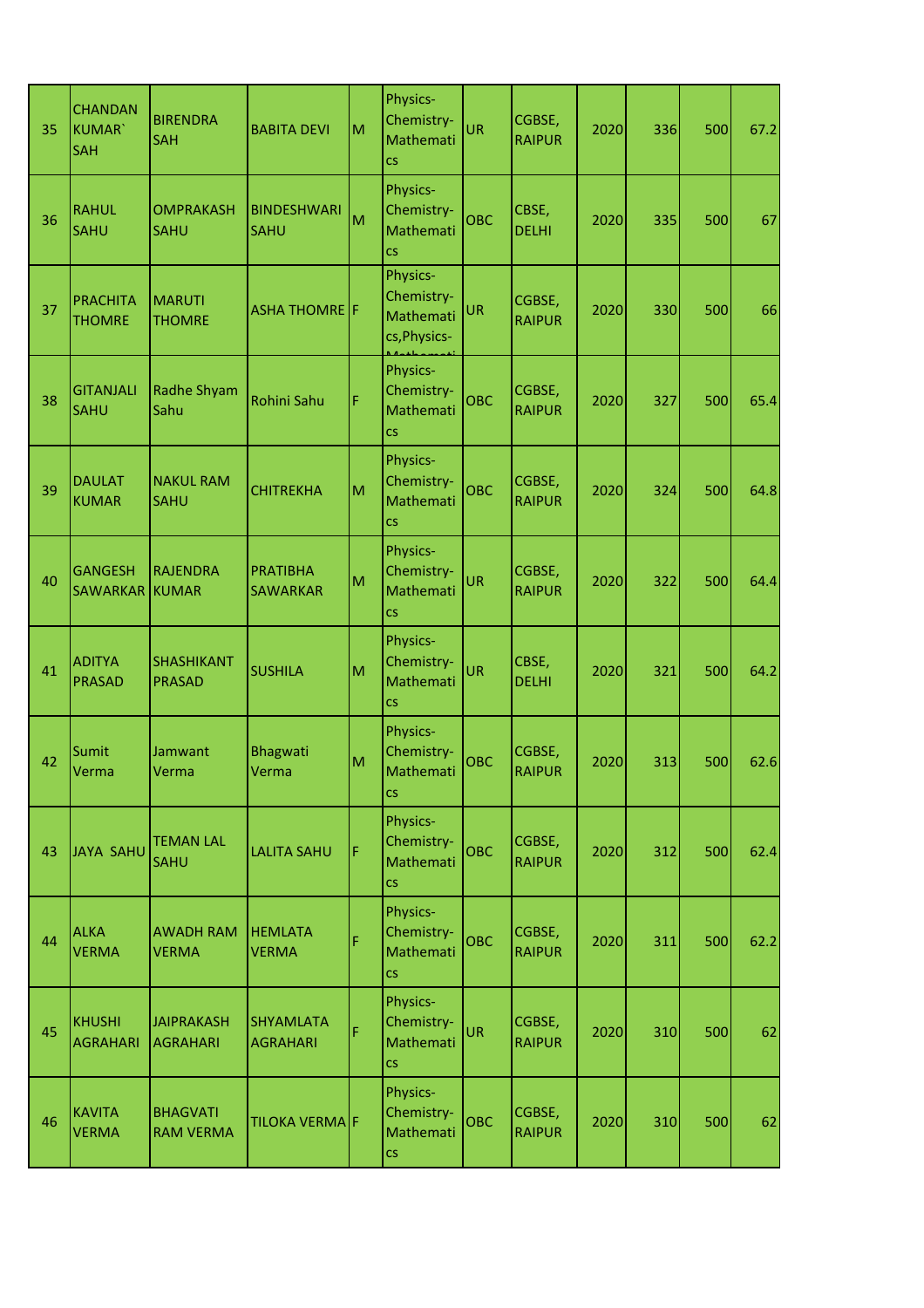| 35 | CHANDAN KUMAR` SAH | BIRENDRA SAH | BABITA DEVI | M | Physics-Chemistry-Mathematics | UR | CGBSE, RAIPUR | 2020 | 336 | 500 | 67.2 |
|---|---|---|---|---|---|---|---|---|---|---|---|
| 36 | RAHUL SAHU | OMPRAKASH SAHU | BINDESHWARI SAHU | M | Physics-Chemistry-Mathematics | OBC | CBSE, DELHI | 2020 | 335 | 500 | 67 |
| 37 | PRACHITA THOMRE | MARUTI THOMRE | ASHA THOMRE | F | Physics-Chemistry-Mathematics,Physics-Mathemati | UR | CGBSE, RAIPUR | 2020 | 330 | 500 | 66 |
| 38 | GITANJALI SAHU | Radhe Shyam Sahu | Rohini Sahu | F | Physics-Chemistry-Mathematics | OBC | CGBSE, RAIPUR | 2020 | 327 | 500 | 65.4 |
| 39 | DAULAT KUMAR | NAKUL RAM SAHU | CHITREKHA | M | Physics-Chemistry-Mathematics | OBC | CGBSE, RAIPUR | 2020 | 324 | 500 | 64.8 |
| 40 | GANGESH SAWARKAR | RAJENDRA KUMAR | PRATIBHA SAWARKAR | M | Physics-Chemistry-Mathematics | UR | CGBSE, RAIPUR | 2020 | 322 | 500 | 64.4 |
| 41 | ADITYA PRASAD | SHASHIKANT PRASAD | SUSHILA | M | Physics-Chemistry-Mathematics | UR | CBSE, DELHI | 2020 | 321 | 500 | 64.2 |
| 42 | Sumit Verma | Jamwant Verma | Bhagwati Verma | M | Physics-Chemistry-Mathematics | OBC | CGBSE, RAIPUR | 2020 | 313 | 500 | 62.6 |
| 43 | JAYA SAHU | TEMAN LAL SAHU | LALITA SAHU | F | Physics-Chemistry-Mathematics | OBC | CGBSE, RAIPUR | 2020 | 312 | 500 | 62.4 |
| 44 | ALKA VERMA | AWADH RAM VERMA | HEMLATA VERMA | F | Physics-Chemistry-Mathematics | OBC | CGBSE, RAIPUR | 2020 | 311 | 500 | 62.2 |
| 45 | KHUSHI AGRAHARI | JAIPRAKASH AGRAHARI | SHYAMLATA AGRAHARI | F | Physics-Chemistry-Mathematics | UR | CGBSE, RAIPUR | 2020 | 310 | 500 | 62 |
| 46 | KAVITA VERMA | BHAGVATI RAM VERMA | TILOKA VERMA | F | Physics-Chemistry-Mathematics | OBC | CGBSE, RAIPUR | 2020 | 310 | 500 | 62 |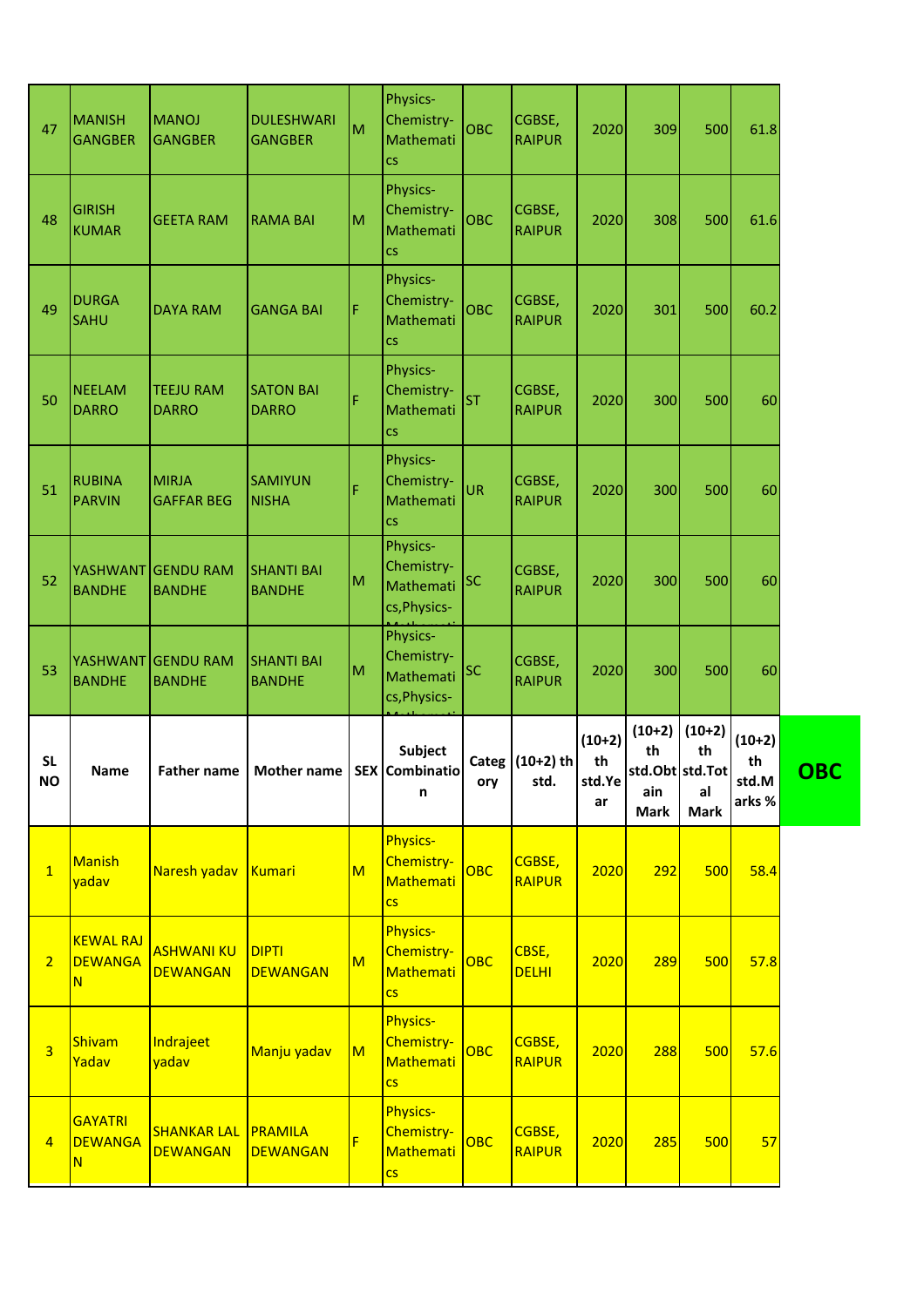| 47 | MANISH GANGBER | MANOJ GANGBER | DULESHWARI GANGBER | M | Physics-Chemistry-Mathematics | OBC | CGBSE, RAIPUR | 2020 | 309 | 500 | 61.8 |
|---|---|---|---|---|---|---|---|---|---|---|---|
| 48 | GIRISH KUMAR | GEETA RAM | RAMA BAI | M | Physics-Chemistry-Mathematics | OBC | CGBSE, RAIPUR | 2020 | 308 | 500 | 61.6 |
| 49 | DURGA SAHU | DAYA RAM | GANGA BAI | F | Physics-Chemistry-Mathematics | OBC | CGBSE, RAIPUR | 2020 | 301 | 500 | 60.2 |
| 50 | NEELAM DARRO | TEEJU RAM DARRO | SATON BAI DARRO | F | Physics-Chemistry-Mathematics | ST | CGBSE, RAIPUR | 2020 | 300 | 500 | 60 |
| 51 | RUBINA PARVIN | MIRJA GAFFAR BEG | SAMIYUN NISHA | F | Physics-Chemistry-Mathematics | UR | CGBSE, RAIPUR | 2020 | 300 | 500 | 60 |
| 52 | YASHWANT BANDHE | GENDU RAM BANDHE | SHANTI BAI BANDHE | M | Physics-Chemistry-Mathematics,Physics-Mathemati | SC | CGBSE, RAIPUR | 2020 | 300 | 500 | 60 |
| 53 | YASHWANT BANDHE | GENDU RAM BANDHE | SHANTI BAI BANDHE | M | Physics-Chemistry-Mathematics,Physics-Mathemati | SC | CGBSE, RAIPUR | 2020 | 300 | 500 | 60 |

**OBC**

| SL NO | Name | Father name | Mother name | SEX | Subject Combination | Category | (10+2) th std. | (10+2) th std.Year | (10+2) th std.Obtain Mark | (10+2) th std.Total Mark | (10+2) th std.Marks % |
|---|---|---|---|---|---|---|---|---|---|---|---|
| 1 | Manish yadav | Naresh yadav | Kumari | M | Physics-Chemistry-Mathematics | OBC | CGBSE, RAIPUR | 2020 | 292 | 500 | 58.4 |
| 2 | KEWAL RAJ DEWANGAN | ASHWANI KU DEWANGAN | DIPTI DEWANGAN | M | Physics-Chemistry-Mathematics | OBC | CBSE, DELHI | 2020 | 289 | 500 | 57.8 |
| 3 | Shivam Yadav | Indrajeet yadav | Manju yadav | M | Physics-Chemistry-Mathematics | OBC | CGBSE, RAIPUR | 2020 | 288 | 500 | 57.6 |
| 4 | GAYATRI DEWANGAN | SHANKAR LAL DEWANGAN | PRAMILA DEWANGAN | F | Physics-Chemistry-Mathematics | OBC | CGBSE, RAIPUR | 2020 | 285 | 500 | 57 |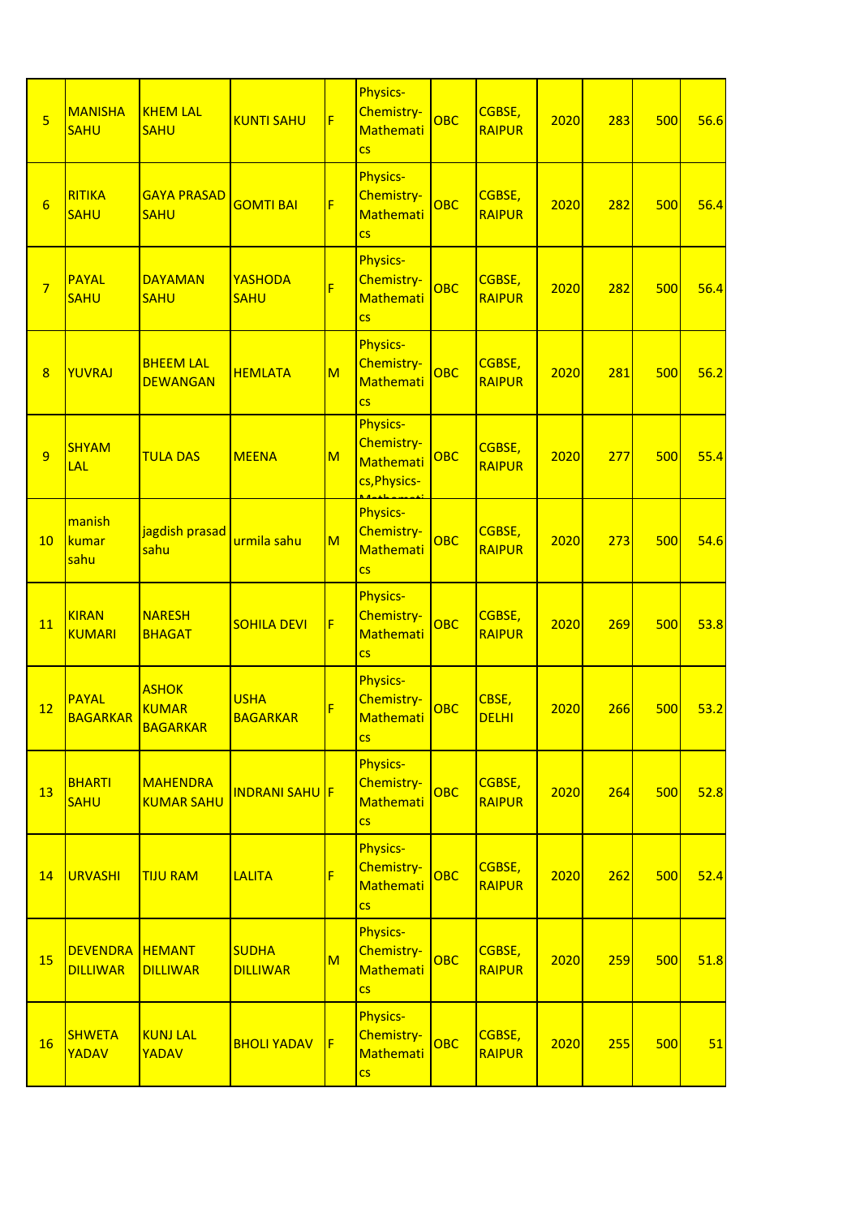| | | | | | | | | | | | |
|---|---|---|---|---|---|---|---|---|---|---|---|
| 5 | MANISHA SAHU | KHEM LAL SAHU | KUNTI SAHU | F | Physics-Chemistry-Mathematics | OBC | CGBSE, RAIPUR | 2020 | 283 | 500 | 56.6 |
| 6 | RITIKA SAHU | GAYA PRASAD SAHU | GOMTI BAI | F | Physics-Chemistry-Mathematics | OBC | CGBSE, RAIPUR | 2020 | 282 | 500 | 56.4 |
| 7 | PAYAL SAHU | DAYAMAN SAHU | YASHODA SAHU | F | Physics-Chemistry-Mathematics | OBC | CGBSE, RAIPUR | 2020 | 282 | 500 | 56.4 |
| 8 | YUVRAJ | BHEEM LAL DEWANGAN | HEMLATA | M | Physics-Chemistry-Mathematics | OBC | CGBSE, RAIPUR | 2020 | 281 | 500 | 56.2 |
| 9 | SHYAM LAL | TULA DAS | MEENA | M | Physics-Chemistry-Mathematics,Physics-Mathemati | OBC | CGBSE, RAIPUR | 2020 | 277 | 500 | 55.4 |
| 10 | manish kumar sahu | jagdish prasad sahu | urmila sahu | M | Physics-Chemistry-Mathematics | OBC | CGBSE, RAIPUR | 2020 | 273 | 500 | 54.6 |
| 11 | KIRAN KUMARI | NARESH BHAGAT | SOHILA DEVI | F | Physics-Chemistry-Mathematics | OBC | CGBSE, RAIPUR | 2020 | 269 | 500 | 53.8 |
| 12 | PAYAL BAGARKAR | ASHOK KUMAR BAGARKAR | USHA BAGARKAR | F | Physics-Chemistry-Mathematics | OBC | CBSE, DELHI | 2020 | 266 | 500 | 53.2 |
| 13 | BHARTI SAHU | MAHENDRA KUMAR SAHU | INDRANI SAHU | F | Physics-Chemistry-Mathematics | OBC | CGBSE, RAIPUR | 2020 | 264 | 500 | 52.8 |
| 14 | URVASHI | TIJU RAM | LALITA | F | Physics-Chemistry-Mathematics | OBC | CGBSE, RAIPUR | 2020 | 262 | 500 | 52.4 |
| 15 | DEVENDRA DILLIWAR | HEMANT DILLIWAR | SUDHA DILLIWAR | M | Physics-Chemistry-Mathematics | OBC | CGBSE, RAIPUR | 2020 | 259 | 500 | 51.8 |
| 16 | SHWETA YADAV | KUNJ LAL YADAV | BHOLI YADAV | F | Physics-Chemistry-Mathematics | OBC | CGBSE, RAIPUR | 2020 | 255 | 500 | 51 |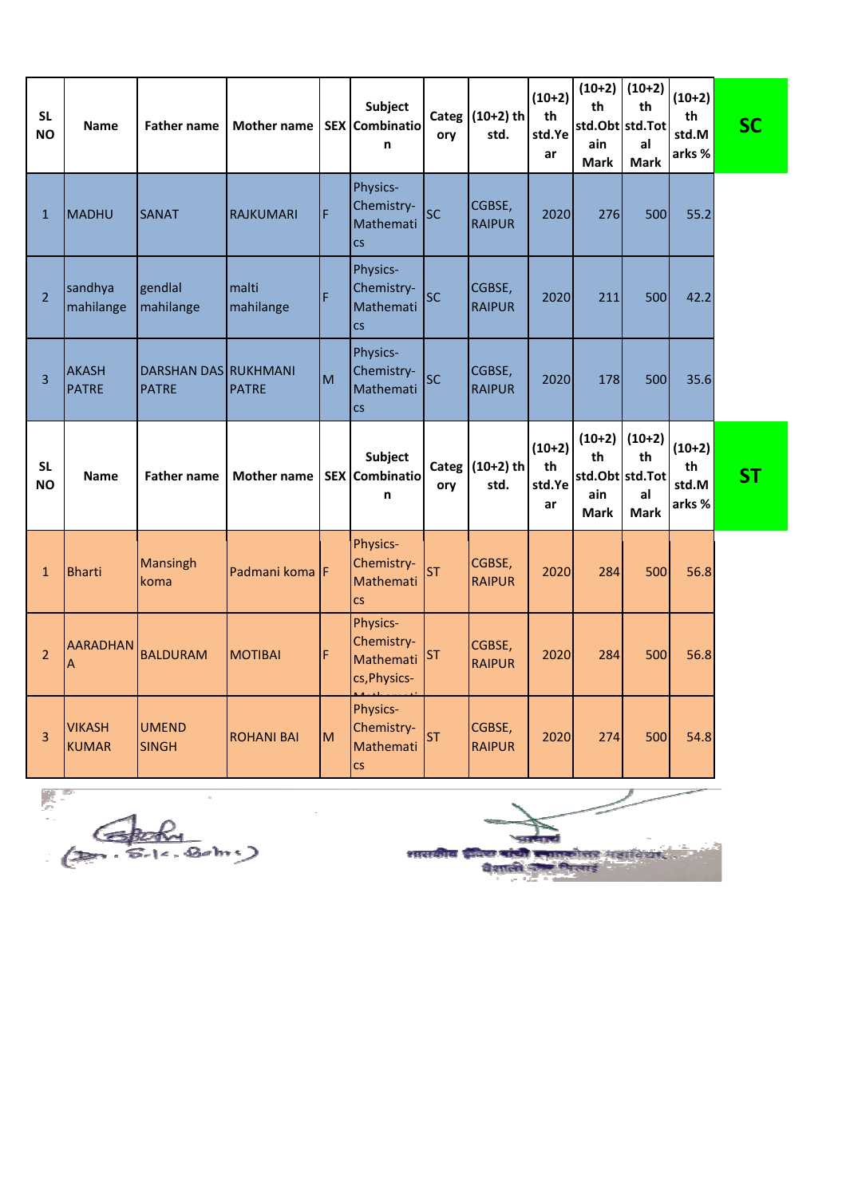| SL NO | Name | Father name | Mother name | SEX | Subject Combination | Category | (10+2) th std. | (10+2) th std.Year | (10+2) th std.Obtain Mark | (10+2) th std.Total Mark | (10+2) th std.Marks % | SC |
|---|---|---|---|---|---|---|---|---|---|---|---|---|
| 1 | MADHU | SANAT | RAJKUMARI | F | Physics-Chemistry-Mathematics | SC | CGBSE, RAIPUR | 2020 | 276 | 500 | 55.2 | |
| 2 | sandhya mahilange | gendlal mahilange | malti mahilange | F | Physics-Chemistry-Mathematics | SC | CGBSE, RAIPUR | 2020 | 211 | 500 | 42.2 | |
| 3 | AKASH PATRE | DARSHAN DAS PATRE | RUKHMANI PATRE | M | Physics-Chemistry-Mathematics | SC | CGBSE, RAIPUR | 2020 | 178 | 500 | 35.6 | |

| SL NO | Name | Father name | Mother name | SEX | Subject Combination | Category | (10+2) th std. | (10+2) th std.Year | (10+2) th std.Obtain Mark | (10+2) th std.Total Mark | (10+2) th std.Marks % | ST |
|---|---|---|---|---|---|---|---|---|---|---|---|---|
| 1 | Bharti | Mansingh koma | Padmani koma | F | Physics-Chemistry-Mathematics | ST | CGBSE, RAIPUR | 2020 | 284 | 500 | 56.8 | |
| 2 | AARADHANA | BALDURAM | MOTIBAI | F | Physics-Chemistry-Mathematics,Physics-Mathematics | ST | CGBSE, RAIPUR | 2020 | 284 | 500 | 56.8 | |
| 3 | VIKASH KUMAR | UMEND SINGH | ROHANI BAI | M | Physics-Chemistry-Mathematics | ST | CGBSE, RAIPUR | 2020 | 274 | 500 | 54.8 | |

(डॉ. डी.के. देवांगन)

प्राचार्य
शासकीय मिनीमाता कन्या महाविद्यालय
वैशाली नगर भिलाई